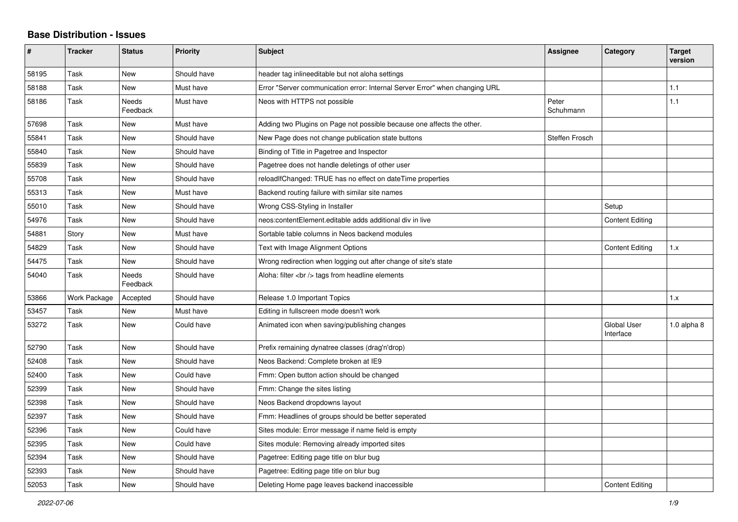## Base Distribution - Issues

| # | Tracker | Status | Priority | Subject | Assignee | Category | Target version |
|---|---|---|---|---|---|---|---|
| 58195 | Task | New | Should have | header tag inlineeditable but not aloha settings | | | |
| 58188 | Task | New | Must have | Error "Server communication error: Internal Server Error" when changing URL | | | 1.1 |
| 58186 | Task | Needs Feedback | Must have | Neos with HTTPS not possible | Peter Schuhmann | | 1.1 |
| 57698 | Task | New | Must have | Adding two Plugins on Page not possible because one affects the other. | | | |
| 55841 | Task | New | Should have | New Page does not change publication state buttons | Steffen Frosch | | |
| 55840 | Task | New | Should have | Binding of Title in Pagetree and Inspector | | | |
| 55839 | Task | New | Should have | Pagetree does not handle deletings of other user | | | |
| 55708 | Task | New | Should have | reloadIfChanged: TRUE has no effect on dateTime properties | | | |
| 55313 | Task | New | Must have | Backend routing failure with similar site names | | | |
| 55010 | Task | New | Should have | Wrong CSS-Styling in Installer | | Setup | |
| 54976 | Task | New | Should have | neos:contentElement.editable adds additional div in live | | Content Editing | |
| 54881 | Story | New | Must have | Sortable table columns in Neos backend modules | | | |
| 54829 | Task | New | Should have | Text with Image Alignment Options | | Content Editing | 1.x |
| 54475 | Task | New | Should have | Wrong redirection when logging out after change of site's state | | | |
| 54040 | Task | Needs Feedback | Should have | Aloha: filter <br /> tags from headline elements | | | |
| 53866 | Work Package | Accepted | Should have | Release 1.0 Important Topics | | | 1.x |
| 53457 | Task | New | Must have | Editing in fullscreen mode doesn't work | | | |
| 53272 | Task | New | Could have | Animated icon when saving/publishing changes | | Global User Interface | 1.0 alpha 8 |
| 52790 | Task | New | Should have | Prefix remaining dynatree classes (drag'n'drop) | | | |
| 52408 | Task | New | Should have | Neos Backend: Complete broken at IE9 | | | |
| 52400 | Task | New | Could have | Fmm: Open button action should be changed | | | |
| 52399 | Task | New | Should have | Fmm: Change the sites listing | | | |
| 52398 | Task | New | Should have | Neos Backend dropdowns layout | | | |
| 52397 | Task | New | Should have | Fmm: Headlines of groups should be better seperated | | | |
| 52396 | Task | New | Could have | Sites module: Error message if name field is empty | | | |
| 52395 | Task | New | Could have | Sites module: Removing already imported sites | | | |
| 52394 | Task | New | Should have | Pagetree: Editing page title on blur bug | | | |
| 52393 | Task | New | Should have | Pagetree: Editing page title on blur bug | | | |
| 52053 | Task | New | Should have | Deleting Home page leaves backend inaccessible | | Content Editing | |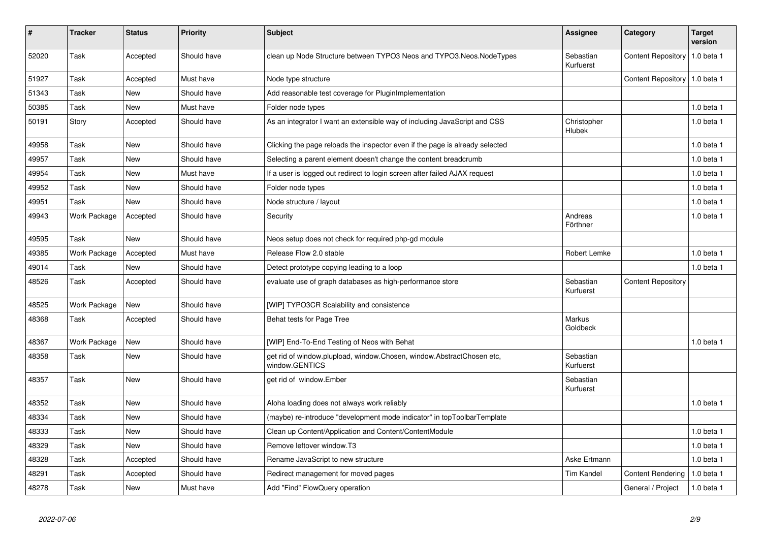| # | Tracker | Status | Priority | Subject | Assignee | Category | Target version |
|---|---|---|---|---|---|---|---|
| 52020 | Task | Accepted | Should have | clean up Node Structure between TYPO3 Neos and TYPO3.Neos.NodeTypes | Sebastian Kurfuerst | Content Repository | 1.0 beta 1 |
| 51927 | Task | Accepted | Must have | Node type structure | | Content Repository | 1.0 beta 1 |
| 51343 | Task | New | Should have | Add reasonable test coverage for PluginImplementation | | | |
| 50385 | Task | New | Must have | Folder node types | | | 1.0 beta 1 |
| 50191 | Story | Accepted | Should have | As an integrator I want an extensible way of including JavaScript and CSS | Christopher Hlubek | | 1.0 beta 1 |
| 49958 | Task | New | Should have | Clicking the page reloads the inspector even if the page is already selected | | | 1.0 beta 1 |
| 49957 | Task | New | Should have | Selecting a parent element doesn't change the content breadcrumb | | | 1.0 beta 1 |
| 49954 | Task | New | Must have | If a user is logged out redirect to login screen after failed AJAX request | | | 1.0 beta 1 |
| 49952 | Task | New | Should have | Folder node types | | | 1.0 beta 1 |
| 49951 | Task | New | Should have | Node structure / layout | | | 1.0 beta 1 |
| 49943 | Work Package | Accepted | Should have | Security | Andreas Förthner | | 1.0 beta 1 |
| 49595 | Task | New | Should have | Neos setup does not check for required php-gd module | | | |
| 49385 | Work Package | Accepted | Must have | Release Flow 2.0 stable | Robert Lemke | | 1.0 beta 1 |
| 49014 | Task | New | Should have | Detect prototype copying leading to a loop | | | 1.0 beta 1 |
| 48526 | Task | Accepted | Should have | evaluate use of graph databases as high-performance store | Sebastian Kurfuerst | Content Repository | |
| 48525 | Work Package | New | Should have | [WIP] TYPO3CR Scalability and consistence | | | |
| 48368 | Task | Accepted | Should have | Behat tests for Page Tree | Markus Goldbeck | | |
| 48367 | Work Package | New | Should have | [WIP] End-To-End Testing of Neos with Behat | | | 1.0 beta 1 |
| 48358 | Task | New | Should have | get rid of window.plupload, window.Chosen, window.AbstractChosen etc, window.GENTICS | Sebastian Kurfuerst | | |
| 48357 | Task | New | Should have | get rid of window.Ember | Sebastian Kurfuerst | | |
| 48352 | Task | New | Should have | Aloha loading does not always work reliably | | | 1.0 beta 1 |
| 48334 | Task | New | Should have | (maybe) re-introduce "development mode indicator" in topToolbarTemplate | | | |
| 48333 | Task | New | Should have | Clean up Content/Application and Content/ContentModule | | | 1.0 beta 1 |
| 48329 | Task | New | Should have | Remove leftover window.T3 | | | 1.0 beta 1 |
| 48328 | Task | Accepted | Should have | Rename JavaScript to new structure | Aske Ertmann | | 1.0 beta 1 |
| 48291 | Task | Accepted | Should have | Redirect management for moved pages | Tim Kandel | Content Rendering | 1.0 beta 1 |
| 48278 | Task | New | Must have | Add "Find" FlowQuery operation | | General / Project | 1.0 beta 1 |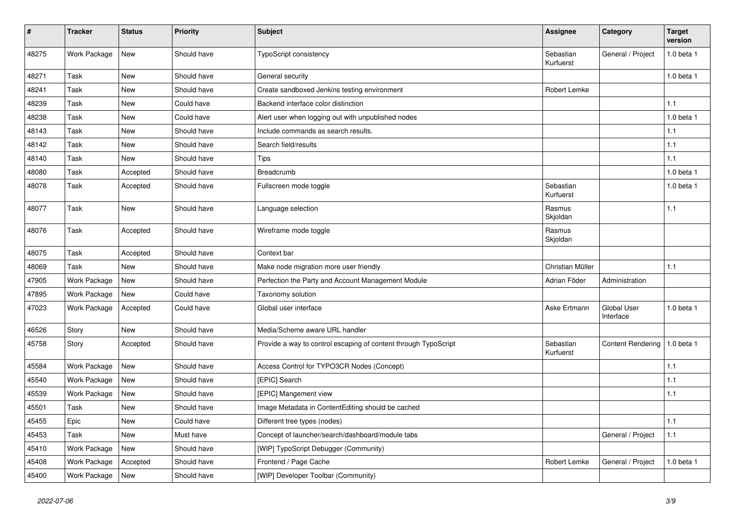| # | Tracker | Status | Priority | Subject | Assignee | Category | Target version |
|---|---|---|---|---|---|---|---|
| 48275 | Work Package | New | Should have | TypoScript consistency | Sebastian Kurfuerst | General / Project | 1.0 beta 1 |
| 48271 | Task | New | Should have | General security | | | 1.0 beta 1 |
| 48241 | Task | New | Should have | Create sandboxed Jenkins testing environment | Robert Lemke | | |
| 48239 | Task | New | Could have | Backend interface color distinction | | | 1.1 |
| 48238 | Task | New | Could have | Alert user when logging out with unpublished nodes | | | 1.0 beta 1 |
| 48143 | Task | New | Should have | Include commands as search results. | | | 1.1 |
| 48142 | Task | New | Should have | Search field/results | | | 1.1 |
| 48140 | Task | New | Should have | Tips | | | 1.1 |
| 48080 | Task | Accepted | Should have | Breadcrumb | | | 1.0 beta 1 |
| 48078 | Task | Accepted | Should have | Fullscreen mode toggle | Sebastian Kurfuerst | | 1.0 beta 1 |
| 48077 | Task | New | Should have | Language selection | Rasmus Skjoldan | | 1.1 |
| 48076 | Task | Accepted | Should have | Wireframe mode toggle | Rasmus Skjoldan | | |
| 48075 | Task | Accepted | Should have | Context bar | | | |
| 48069 | Task | New | Should have | Make node migration more user friendly | Christian Müller | | 1.1 |
| 47905 | Work Package | New | Should have | Perfection the Party and Account Management Module | Adrian Föder | Administration | |
| 47895 | Work Package | New | Could have | Taxonomy solution | | | |
| 47023 | Work Package | Accepted | Could have | Global user interface | Aske Ertmann | Global User Interface | 1.0 beta 1 |
| 46526 | Story | New | Should have | Media/Scheme aware URL handler | | | |
| 45758 | Story | Accepted | Should have | Provide a way to control escaping of content through TypoScript | Sebastian Kurfuerst | Content Rendering | 1.0 beta 1 |
| 45584 | Work Package | New | Should have | Access Control for TYPO3CR Nodes (Concept) | | | 1.1 |
| 45540 | Work Package | New | Should have | [EPIC] Search | | | 1.1 |
| 45539 | Work Package | New | Should have | [EPIC] Mangement view | | | 1.1 |
| 45501 | Task | New | Should have | Image Metadata in ContentEditing should be cached | | | |
| 45455 | Epic | New | Could have | Different tree types (nodes) | | | 1.1 |
| 45453 | Task | New | Must have | Concept of launcher/search/dashboard/module tabs | | General / Project | 1.1 |
| 45410 | Work Package | New | Should have | [WIP] TypoScript Debugger (Community) | | | |
| 45408 | Work Package | Accepted | Should have | Frontend / Page Cache | Robert Lemke | General / Project | 1.0 beta 1 |
| 45400 | Work Package | New | Should have | [WIP] Developer Toolbar (Community) | | | |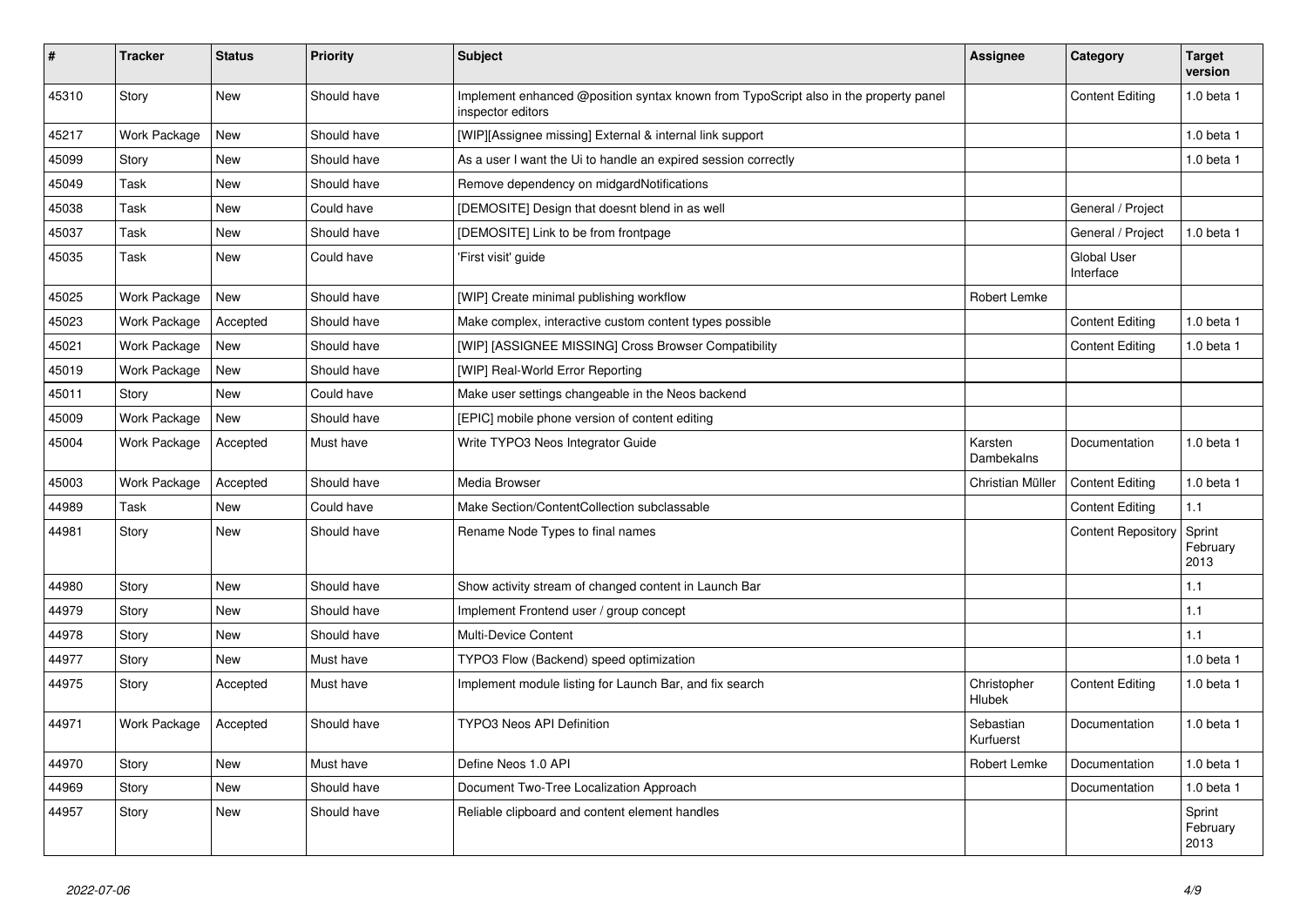| # | Tracker | Status | Priority | Subject | Assignee | Category | Target version |
|---|---|---|---|---|---|---|---|
| 45310 | Story | New | Should have | Implement enhanced @position syntax known from TypoScript also in the property panel inspector editors | | Content Editing | 1.0 beta 1 |
| 45217 | Work Package | New | Should have | [WIP][Assignee missing] External & internal link support | | | 1.0 beta 1 |
| 45099 | Story | New | Should have | As a user I want the Ui to handle an expired session correctly | | | 1.0 beta 1 |
| 45049 | Task | New | Should have | Remove dependency on midgardNotifications | | | |
| 45038 | Task | New | Could have | [DEMOSITE] Design that doesnt blend in as well | | General / Project | |
| 45037 | Task | New | Should have | [DEMOSITE] Link to be from frontpage | | General / Project | 1.0 beta 1 |
| 45035 | Task | New | Could have | 'First visit' guide | | Global User Interface | |
| 45025 | Work Package | New | Should have | [WIP] Create minimal publishing workflow | Robert Lemke | | |
| 45023 | Work Package | Accepted | Should have | Make complex, interactive custom content types possible | | Content Editing | 1.0 beta 1 |
| 45021 | Work Package | New | Should have | [WIP] [ASSIGNEE MISSING] Cross Browser Compatibility | | Content Editing | 1.0 beta 1 |
| 45019 | Work Package | New | Should have | [WIP] Real-World Error Reporting | | | |
| 45011 | Story | New | Could have | Make user settings changeable in the Neos backend | | | |
| 45009 | Work Package | New | Should have | [EPIC] mobile phone version of content editing | | | |
| 45004 | Work Package | Accepted | Must have | Write TYPO3 Neos Integrator Guide | Karsten Dambekalns | Documentation | 1.0 beta 1 |
| 45003 | Work Package | Accepted | Should have | Media Browser | Christian Müller | Content Editing | 1.0 beta 1 |
| 44989 | Task | New | Could have | Make Section/ContentCollection subclassable | | Content Editing | 1.1 |
| 44981 | Story | New | Should have | Rename Node Types to final names | | Content Repository | Sprint February 2013 |
| 44980 | Story | New | Should have | Show activity stream of changed content in Launch Bar | | | 1.1 |
| 44979 | Story | New | Should have | Implement Frontend user / group concept | | | 1.1 |
| 44978 | Story | New | Should have | Multi-Device Content | | | 1.1 |
| 44977 | Story | New | Must have | TYPO3 Flow (Backend) speed optimization | | | 1.0 beta 1 |
| 44975 | Story | Accepted | Must have | Implement module listing for Launch Bar, and fix search | Christopher Hlubek | Content Editing | 1.0 beta 1 |
| 44971 | Work Package | Accepted | Should have | TYPO3 Neos API Definition | Sebastian Kurfuerst | Documentation | 1.0 beta 1 |
| 44970 | Story | New | Must have | Define Neos 1.0 API | Robert Lemke | Documentation | 1.0 beta 1 |
| 44969 | Story | New | Should have | Document Two-Tree Localization Approach | | Documentation | 1.0 beta 1 |
| 44957 | Story | New | Should have | Reliable clipboard and content element handles | | | Sprint February 2013 |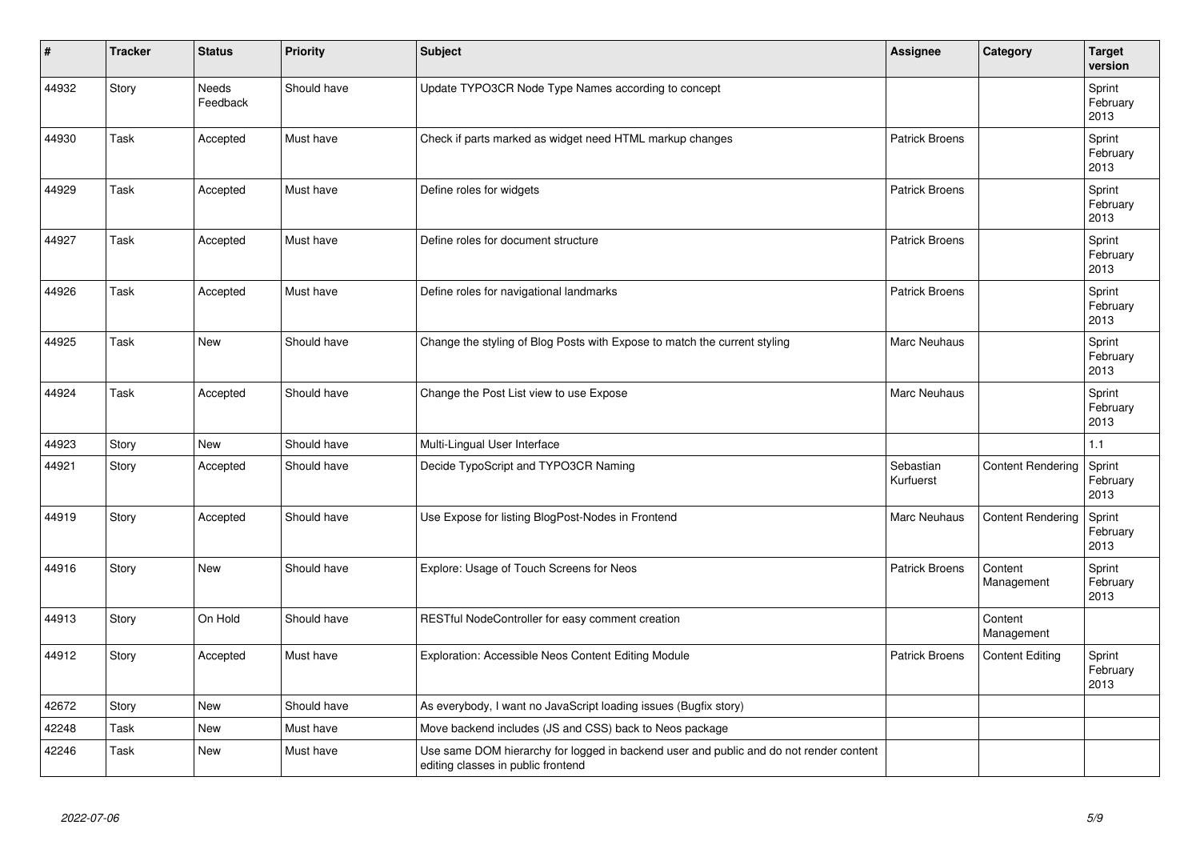| # | Tracker | Status | Priority | Subject | Assignee | Category | Target version |
|---|---|---|---|---|---|---|---|
| 44932 | Story | Needs Feedback | Should have | Update TYPO3CR Node Type Names according to concept | | | Sprint February 2013 |
| 44930 | Task | Accepted | Must have | Check if parts marked as widget need HTML markup changes | Patrick Broens | | Sprint February 2013 |
| 44929 | Task | Accepted | Must have | Define roles for widgets | Patrick Broens | | Sprint February 2013 |
| 44927 | Task | Accepted | Must have | Define roles for document structure | Patrick Broens | | Sprint February 2013 |
| 44926 | Task | Accepted | Must have | Define roles for navigational landmarks | Patrick Broens | | Sprint February 2013 |
| 44925 | Task | New | Should have | Change the styling of Blog Posts with Expose to match the current styling | Marc Neuhaus | | Sprint February 2013 |
| 44924 | Task | Accepted | Should have | Change the Post List view to use Expose | Marc Neuhaus | | Sprint February 2013 |
| 44923 | Story | New | Should have | Multi-Lingual User Interface | | | 1.1 |
| 44921 | Story | Accepted | Should have | Decide TypoScript and TYPO3CR Naming | Sebastian Kurfuerst | Content Rendering | Sprint February 2013 |
| 44919 | Story | Accepted | Should have | Use Expose for listing BlogPost-Nodes in Frontend | Marc Neuhaus | Content Rendering | Sprint February 2013 |
| 44916 | Story | New | Should have | Explore: Usage of Touch Screens for Neos | Patrick Broens | Content Management | Sprint February 2013 |
| 44913 | Story | On Hold | Should have | RESTful NodeController for easy comment creation | | Content Management | |
| 44912 | Story | Accepted | Must have | Exploration: Accessible Neos Content Editing Module | Patrick Broens | Content Editing | Sprint February 2013 |
| 42672 | Story | New | Should have | As everybody, I want no JavaScript loading issues (Bugfix story) | | | |
| 42248 | Task | New | Must have | Move backend includes (JS and CSS) back to Neos package | | | |
| 42246 | Task | New | Must have | Use same DOM hierarchy for logged in backend user and public and do not render content editing classes in public frontend | | | |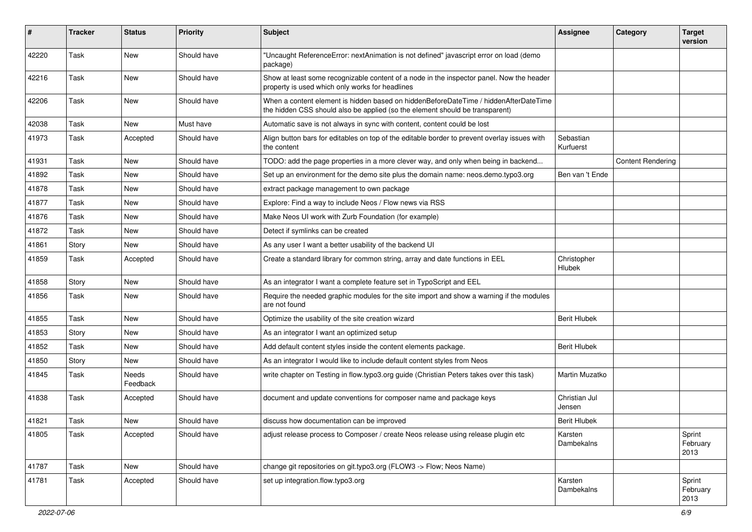| # | Tracker | Status | Priority | Subject | Assignee | Category | Target version |
|---|---|---|---|---|---|---|---|
| 42220 | Task | New | Should have | "Uncaught ReferenceError: nextAnimation is not defined" javascript error on load (demo package) | | | |
| 42216 | Task | New | Should have | Show at least some recognizable content of a node in the inspector panel. Now the header property is used which only works for headlines | | | |
| 42206 | Task | New | Should have | When a content element is hidden based on hiddenBeforeDateTime / hiddenAfterDateTime the hidden CSS should also be applied (so the element should be transparent) | | | |
| 42038 | Task | New | Must have | Automatic save is not always in sync with content, content could be lost | | | |
| 41973 | Task | Accepted | Should have | Align button bars for editables on top of the editable border to prevent overlay issues with the content | Sebastian Kurfuerst | | |
| 41931 | Task | New | Should have | TODO: add the page properties in a more clever way, and only when being in backend... | | Content Rendering | |
| 41892 | Task | New | Should have | Set up an environment for the demo site plus the domain name: neos.demo.typo3.org | Ben van 't Ende | | |
| 41878 | Task | New | Should have | extract package management to own package | | | |
| 41877 | Task | New | Should have | Explore: Find a way to include Neos / Flow news via RSS | | | |
| 41876 | Task | New | Should have | Make Neos UI work with Zurb Foundation (for example) | | | |
| 41872 | Task | New | Should have | Detect if symlinks can be created | | | |
| 41861 | Story | New | Should have | As any user I want a better usability of the backend UI | | | |
| 41859 | Task | Accepted | Should have | Create a standard library for common string, array and date functions in EEL | Christopher Hlubek | | |
| 41858 | Story | New | Should have | As an integrator I want a complete feature set in TypoScript and EEL | | | |
| 41856 | Task | New | Should have | Require the needed graphic modules for the site import and show a warning if the modules are not found | | | |
| 41855 | Task | New | Should have | Optimize the usability of the site creation wizard | Berit Hlubek | | |
| 41853 | Story | New | Should have | As an integrator I want an optimized setup | | | |
| 41852 | Task | New | Should have | Add default content styles inside the content elements package. | Berit Hlubek | | |
| 41850 | Story | New | Should have | As an integrator I would like to include default content styles from Neos | | | |
| 41845 | Task | Needs Feedback | Should have | write chapter on Testing in flow.typo3.org guide (Christian Peters takes over this task) | Martin Muzatko | | |
| 41838 | Task | Accepted | Should have | document and update conventions for composer name and package keys | Christian Jul Jensen | | |
| 41821 | Task | New | Should have | discuss how documentation can be improved | Berit Hlubek | | |
| 41805 | Task | Accepted | Should have | adjust release process to Composer / create Neos release using release plugin etc | Karsten Dambekalns | | Sprint February 2013 |
| 41787 | Task | New | Should have | change git repositories on git.typo3.org (FLOW3 -> Flow; Neos Name) | | | |
| 41781 | Task | Accepted | Should have | set up integration.flow.typo3.org | Karsten Dambekalns | | Sprint February 2013 |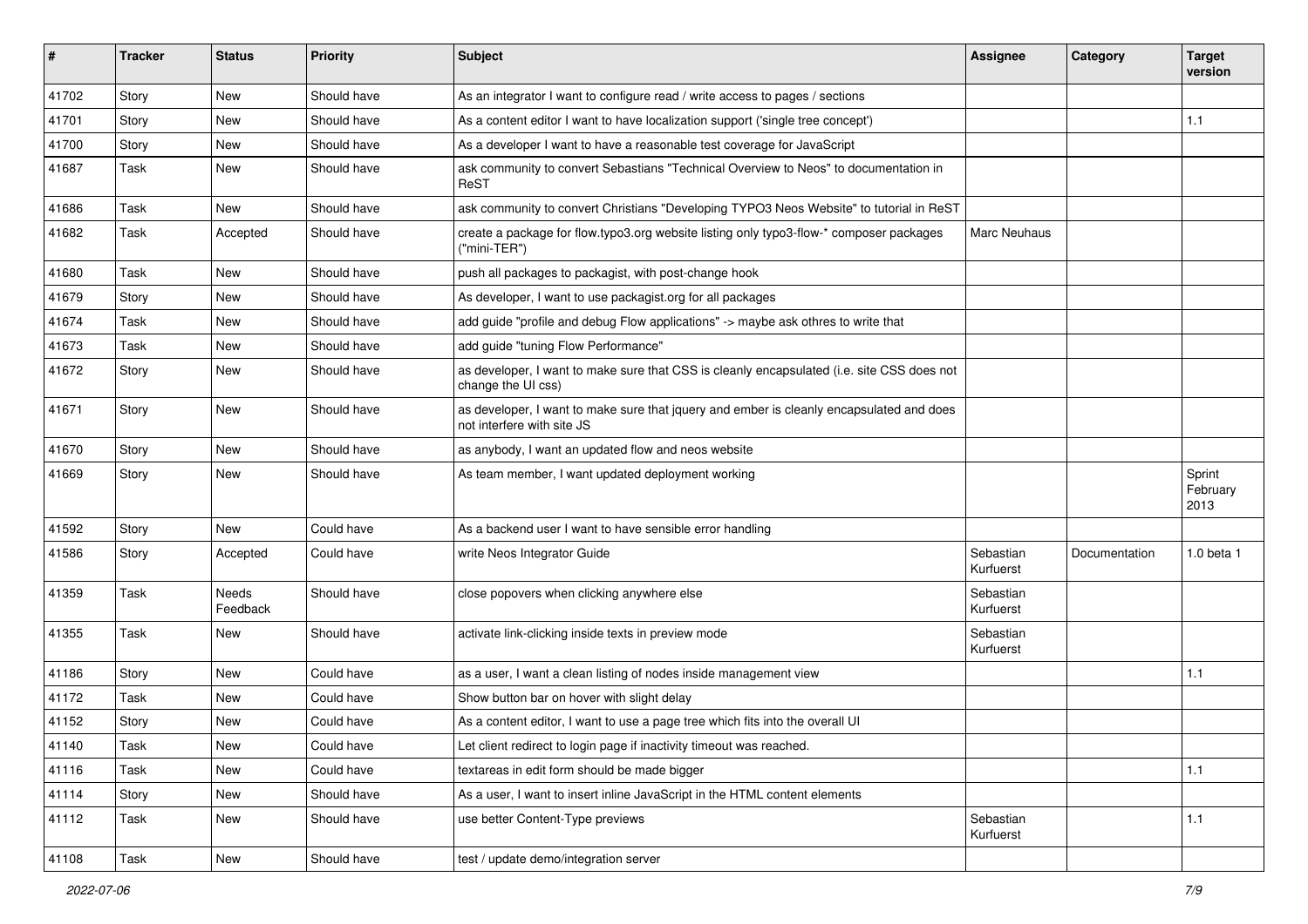| # | Tracker | Status | Priority | Subject | Assignee | Category | Target version |
|---|---|---|---|---|---|---|---|
| 41702 | Story | New | Should have | As an integrator I want to configure read / write access to pages / sections | | | |
| 41701 | Story | New | Should have | As a content editor I want to have localization support ('single tree concept') | | | 1.1 |
| 41700 | Story | New | Should have | As a developer I want to have a reasonable test coverage for JavaScript | | | |
| 41687 | Task | New | Should have | ask community to convert Sebastians "Technical Overview to Neos" to documentation in ReST | | | |
| 41686 | Task | New | Should have | ask community to convert Christians "Developing TYPO3 Neos Website" to tutorial in ReST | | | |
| 41682 | Task | Accepted | Should have | create a package for flow.typo3.org website listing only typo3-flow-* composer packages ("mini-TER") | Marc Neuhaus | | |
| 41680 | Task | New | Should have | push all packages to packagist, with post-change hook | | | |
| 41679 | Story | New | Should have | As developer, I want to use packagist.org for all packages | | | |
| 41674 | Task | New | Should have | add guide "profile and debug Flow applications" -> maybe ask othres to write that | | | |
| 41673 | Task | New | Should have | add guide "tuning Flow Performance" | | | |
| 41672 | Story | New | Should have | as developer, I want to make sure that CSS is cleanly encapsulated (i.e. site CSS does not change the UI css) | | | |
| 41671 | Story | New | Should have | as developer, I want to make sure that jquery and ember is cleanly encapsulated and does not interfere with site JS | | | |
| 41670 | Story | New | Should have | as anybody, I want an updated flow and neos website | | | |
| 41669 | Story | New | Should have | As team member, I want updated deployment working | | | Sprint February 2013 |
| 41592 | Story | New | Could have | As a backend user I want to have sensible error handling | | | |
| 41586 | Story | Accepted | Could have | write Neos Integrator Guide | Sebastian Kurfuerst | Documentation | 1.0 beta 1 |
| 41359 | Task | Needs Feedback | Should have | close popovers when clicking anywhere else | Sebastian Kurfuerst | | |
| 41355 | Task | New | Should have | activate link-clicking inside texts in preview mode | Sebastian Kurfuerst | | |
| 41186 | Story | New | Could have | as a user, I want a clean listing of nodes inside management view | | | 1.1 |
| 41172 | Task | New | Could have | Show button bar on hover with slight delay | | | |
| 41152 | Story | New | Could have | As a content editor, I want to use a page tree which fits into the overall UI | | | |
| 41140 | Task | New | Could have | Let client redirect to login page if inactivity timeout was reached. | | | |
| 41116 | Task | New | Could have | textareas in edit form should be made bigger | | | 1.1 |
| 41114 | Story | New | Should have | As a user, I want to insert inline JavaScript in the HTML content elements | | | |
| 41112 | Task | New | Should have | use better Content-Type previews | Sebastian Kurfuerst | | 1.1 |
| 41108 | Task | New | Should have | test / update demo/integration server | | | |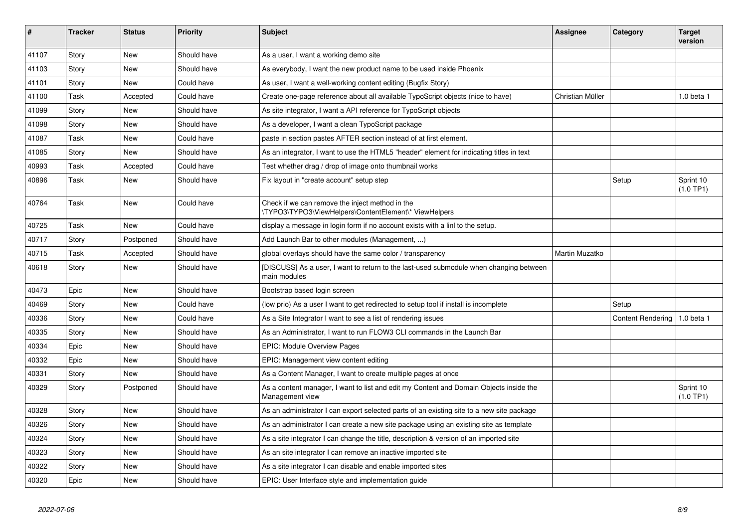| # | Tracker | Status | Priority | Subject | Assignee | Category | Target version |
|---|---|---|---|---|---|---|---|
| 41107 | Story | New | Should have | As a user, I want a working demo site | | | |
| 41103 | Story | New | Should have | As everybody, I want the new product name to be used inside Phoenix | | | |
| 41101 | Story | New | Could have | As user, I want a well-working content editing (Bugfix Story) | | | |
| 41100 | Task | Accepted | Could have | Create one-page reference about all available TypoScript objects (nice to have) | Christian Müller | | 1.0 beta 1 |
| 41099 | Story | New | Should have | As site integrator, I want a API reference for TypoScript objects | | | |
| 41098 | Story | New | Should have | As a developer, I want a clean TypoScript package | | | |
| 41087 | Task | New | Could have | paste in section pastes AFTER section instead of at first element. | | | |
| 41085 | Story | New | Should have | As an integrator, I want to use the HTML5 "header" element for indicating titles in text | | | |
| 40993 | Task | Accepted | Could have | Test whether drag / drop of image onto thumbnail works | | | |
| 40896 | Task | New | Should have | Fix layout in "create account" setup step | | Setup | Sprint 10 (1.0 TP1) |
| 40764 | Task | New | Could have | Check if we can remove the inject method in the \TYPO3\TYPO3\ViewHelpers\ContentElement\* ViewHelpers | | | |
| 40725 | Task | New | Could have | display a message in login form if no account exists with a linl to the setup. | | | |
| 40717 | Story | Postponed | Should have | Add Launch Bar to other modules (Management, ...) | | | |
| 40715 | Task | Accepted | Should have | global overlays should have the same color / transparency | Martin Muzatko | | |
| 40618 | Story | New | Should have | [DISCUSS] As a user, I want to return to the last-used submodule when changing between main modules | | | |
| 40473 | Epic | New | Should have | Bootstrap based login screen | | | |
| 40469 | Story | New | Could have | (low prio) As a user I want to get redirected to setup tool if install is incomplete | | Setup | |
| 40336 | Story | New | Could have | As a Site Integrator I want to see a list of rendering issues | | Content Rendering | 1.0 beta 1 |
| 40335 | Story | New | Should have | As an Administrator, I want to run FLOW3 CLI commands in the Launch Bar | | | |
| 40334 | Epic | New | Should have | EPIC: Module Overview Pages | | | |
| 40332 | Epic | New | Should have | EPIC: Management view content editing | | | |
| 40331 | Story | New | Should have | As a Content Manager, I want to create multiple pages at once | | | |
| 40329 | Story | Postponed | Should have | As a content manager, I want to list and edit my Content and Domain Objects inside the Management view | | | Sprint 10 (1.0 TP1) |
| 40328 | Story | New | Should have | As an administrator I can export selected parts of an existing site to a new site package | | | |
| 40326 | Story | New | Should have | As an administrator I can create a new site package using an existing site as template | | | |
| 40324 | Story | New | Should have | As a site integrator I can change the title, description & version of an imported site | | | |
| 40323 | Story | New | Should have | As an site integrator I can remove an inactive imported site | | | |
| 40322 | Story | New | Should have | As a site integrator I can disable and enable imported sites | | | |
| 40320 | Epic | New | Should have | EPIC: User Interface style and implementation guide | | | |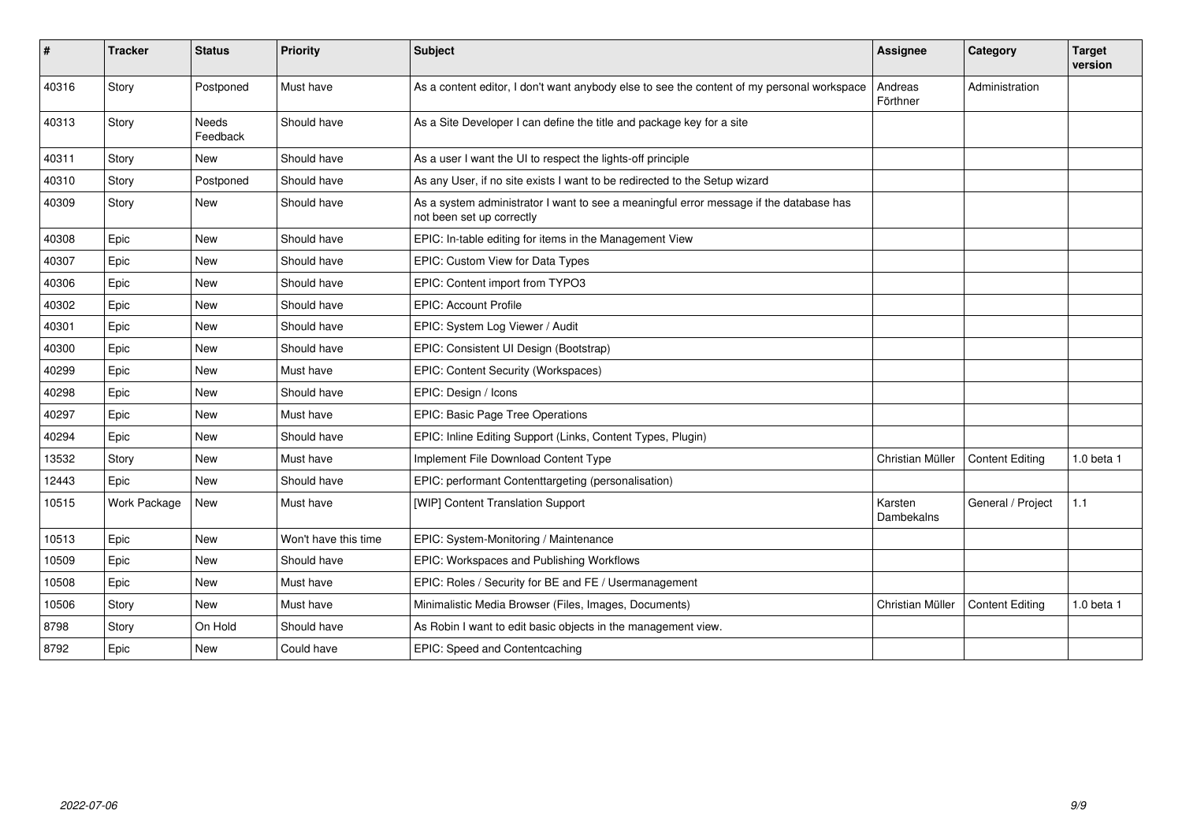| # | Tracker | Status | Priority | Subject | Assignee | Category | Target version |
|---|---|---|---|---|---|---|---|
| 40316 | Story | Postponed | Must have | As a content editor, I don't want anybody else to see the content of my personal workspace | Andreas Förthner | Administration | |
| 40313 | Story | Needs Feedback | Should have | As a Site Developer I can define the title and package key for a site | | | |
| 40311 | Story | New | Should have | As a user I want the UI to respect the lights-off principle | | | |
| 40310 | Story | Postponed | Should have | As any User, if no site exists I want to be redirected to the Setup wizard | | | |
| 40309 | Story | New | Should have | As a system administrator I want to see a meaningful error message if the database has not been set up correctly | | | |
| 40308 | Epic | New | Should have | EPIC: In-table editing for items in the Management View | | | |
| 40307 | Epic | New | Should have | EPIC: Custom View for Data Types | | | |
| 40306 | Epic | New | Should have | EPIC: Content import from TYPO3 | | | |
| 40302 | Epic | New | Should have | EPIC: Account Profile | | | |
| 40301 | Epic | New | Should have | EPIC: System Log Viewer / Audit | | | |
| 40300 | Epic | New | Should have | EPIC: Consistent UI Design (Bootstrap) | | | |
| 40299 | Epic | New | Must have | EPIC: Content Security (Workspaces) | | | |
| 40298 | Epic | New | Should have | EPIC: Design / Icons | | | |
| 40297 | Epic | New | Must have | EPIC: Basic Page Tree Operations | | | |
| 40294 | Epic | New | Should have | EPIC: Inline Editing Support (Links, Content Types, Plugin) | | | |
| 13532 | Story | New | Must have | Implement File Download Content Type | Christian Müller | Content Editing | 1.0 beta 1 |
| 12443 | Epic | New | Should have | EPIC: performant Contenttargeting (personalisation) | | | |
| 10515 | Work Package | New | Must have | [WIP] Content Translation Support | Karsten Dambekalns | General / Project | 1.1 |
| 10513 | Epic | New | Won't have this time | EPIC: System-Monitoring / Maintenance | | | |
| 10509 | Epic | New | Should have | EPIC: Workspaces and Publishing Workflows | | | |
| 10508 | Epic | New | Must have | EPIC: Roles / Security for BE and FE / Usermanagement | | | |
| 10506 | Story | New | Must have | Minimalistic Media Browser (Files, Images, Documents) | Christian Müller | Content Editing | 1.0 beta 1 |
| 8798 | Story | On Hold | Should have | As Robin I want to edit basic objects in the management view. | | | |
| 8792 | Epic | New | Could have | EPIC: Speed and Contentcaching | | | |